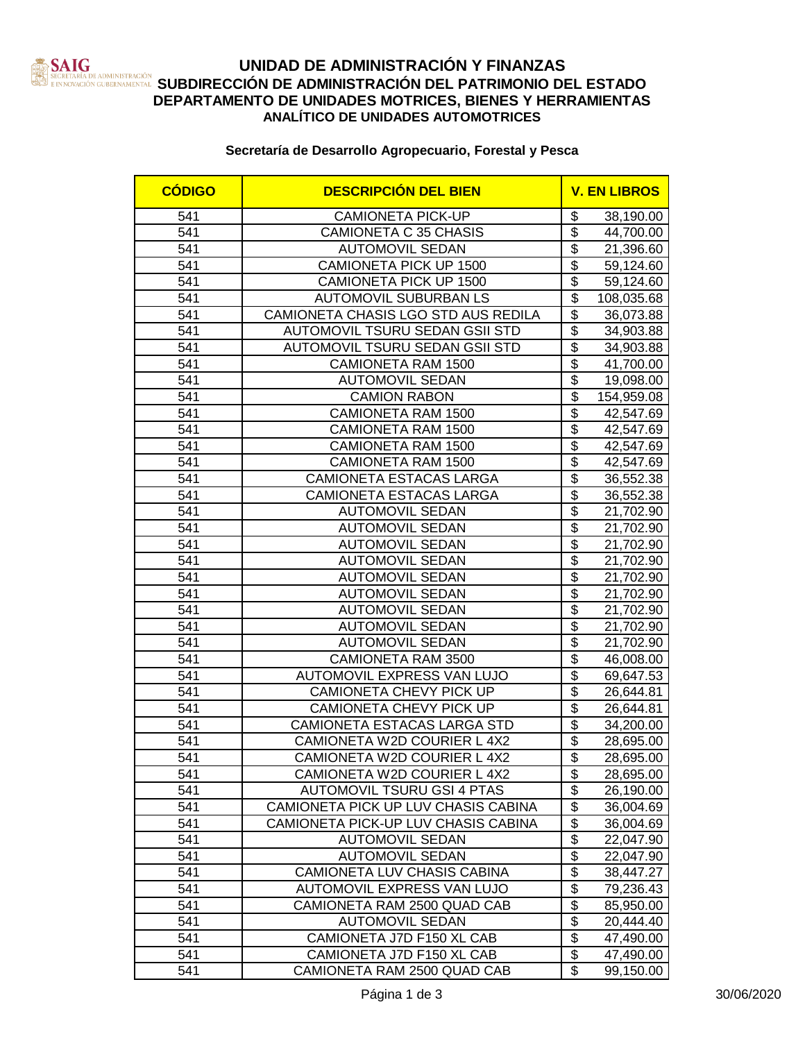# UNIDAD DE ADMINISTRACIÓN Y FINANZAS
## SUBDIRECCIÓN DE ADMINISTRACIÓN DEL PATRIMONIO DEL ESTADO
## DEPARTAMENTO DE UNIDADES MOTRICES, BIENES Y HERRAMIENTAS
### ANALÍTICO DE UNIDADES AUTOMOTRICES

**Secretaría de Desarrollo Agropecuario, Forestal y Pesca**

| CÓDIGO | DESCRIPCIÓN DEL BIEN | V. EN LIBROS |
|---|---|---|
| 541 | CAMIONETA PICK-UP | $ 38,190.00 |
| 541 | CAMIONETA C 35 CHASIS | $ 44,700.00 |
| 541 | AUTOMOVIL SEDAN | $ 21,396.60 |
| 541 | CAMIONETA PICK UP 1500 | $ 59,124.60 |
| 541 | CAMIONETA PICK UP 1500 | $ 59,124.60 |
| 541 | AUTOMOVIL SUBURBAN LS | $ 108,035.68 |
| 541 | CAMIONETA CHASIS LGO STD AUS REDILA | $ 36,073.88 |
| 541 | AUTOMOVIL TSURU SEDAN GSII STD | $ 34,903.88 |
| 541 | AUTOMOVIL TSURU SEDAN GSII STD | $ 34,903.88 |
| 541 | CAMIONETA RAM 1500 | $ 41,700.00 |
| 541 | AUTOMOVIL SEDAN | $ 19,098.00 |
| 541 | CAMION RABON | $ 154,959.08 |
| 541 | CAMIONETA RAM 1500 | $ 42,547.69 |
| 541 | CAMIONETA RAM 1500 | $ 42,547.69 |
| 541 | CAMIONETA RAM 1500 | $ 42,547.69 |
| 541 | CAMIONETA RAM 1500 | $ 42,547.69 |
| 541 | CAMIONETA ESTACAS LARGA | $ 36,552.38 |
| 541 | CAMIONETA ESTACAS LARGA | $ 36,552.38 |
| 541 | AUTOMOVIL SEDAN | $ 21,702.90 |
| 541 | AUTOMOVIL SEDAN | $ 21,702.90 |
| 541 | AUTOMOVIL SEDAN | $ 21,702.90 |
| 541 | AUTOMOVIL SEDAN | $ 21,702.90 |
| 541 | AUTOMOVIL SEDAN | $ 21,702.90 |
| 541 | AUTOMOVIL SEDAN | $ 21,702.90 |
| 541 | AUTOMOVIL SEDAN | $ 21,702.90 |
| 541 | AUTOMOVIL SEDAN | $ 21,702.90 |
| 541 | AUTOMOVIL SEDAN | $ 21,702.90 |
| 541 | CAMIONETA RAM 3500 | $ 46,008.00 |
| 541 | AUTOMOVIL EXPRESS VAN LUJO | $ 69,647.53 |
| 541 | CAMIONETA CHEVY PICK UP | $ 26,644.81 |
| 541 | CAMIONETA CHEVY PICK UP | $ 26,644.81 |
| 541 | CAMIONETA ESTACAS LARGA STD | $ 34,200.00 |
| 541 | CAMIONETA W2D COURIER L 4X2 | $ 28,695.00 |
| 541 | CAMIONETA W2D COURIER L 4X2 | $ 28,695.00 |
| 541 | CAMIONETA W2D COURIER L 4X2 | $ 28,695.00 |
| 541 | AUTOMOVIL TSURU GSI 4 PTAS | $ 26,190.00 |
| 541 | CAMIONETA PICK UP LUV CHASIS CABINA | $ 36,004.69 |
| 541 | CAMIONETA PICK-UP LUV CHASIS CABINA | $ 36,004.69 |
| 541 | AUTOMOVIL SEDAN | $ 22,047.90 |
| 541 | AUTOMOVIL SEDAN | $ 22,047.90 |
| 541 | CAMIONETA LUV CHASIS CABINA | $ 38,447.27 |
| 541 | AUTOMOVIL EXPRESS VAN LUJO | $ 79,236.43 |
| 541 | CAMIONETA RAM 2500 QUAD CAB | $ 85,950.00 |
| 541 | AUTOMOVIL SEDAN | $ 20,444.40 |
| 541 | CAMIONETA J7D F150 XL CAB | $ 47,490.00 |
| 541 | CAMIONETA J7D F150 XL CAB | $ 47,490.00 |
| 541 | CAMIONETA RAM 2500 QUAD CAB | $ 99,150.00 |

30/06/2020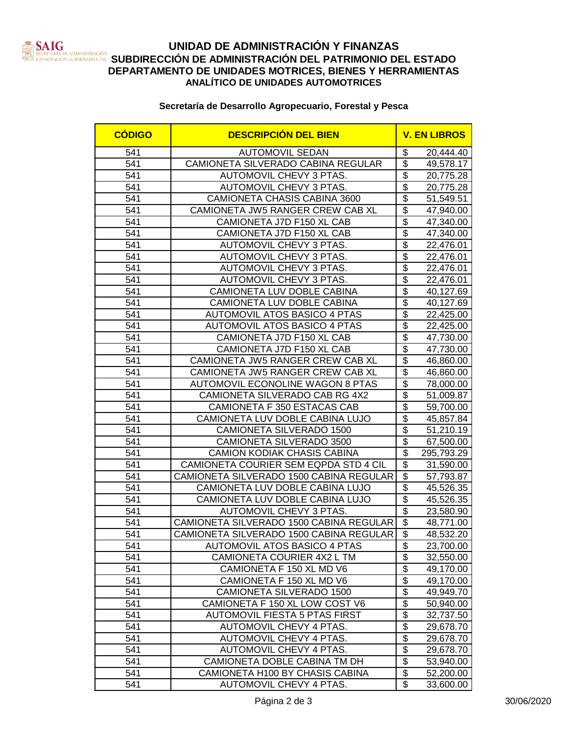# UNIDAD DE ADMINISTRACIÓN Y FINANZAS
## SUBDIRECCIÓN DE ADMINISTRACIÓN DEL PATRIMONIO DEL ESTADO
## DEPARTAMENTO DE UNIDADES MOTRICES, BIENES Y HERRAMIENTAS
### ANALÍTICO DE UNIDADES AUTOMOTRICES

**Secretaría de Desarrollo Agropecuario, Forestal y Pesca**

| CÓDIGO | DESCRIPCIÓN DEL BIEN | V. EN LIBROS |
|---|---|---|
| 541 | AUTOMOVIL SEDAN | $ 20,444.40 |
| 541 | CAMIONETA SILVERADO CABINA REGULAR | $ 49,578.17 |
| 541 | AUTOMOVIL CHEVY 3 PTAS. | $ 20,775.28 |
| 541 | AUTOMOVIL CHEVY 3 PTAS. | $ 20,775.28 |
| 541 | CAMIONETA CHASIS CABINA 3600 | $ 51,549.51 |
| 541 | CAMIONETA JW5 RANGER CREW CAB XL | $ 47,940.00 |
| 541 | CAMIONETA J7D F150 XL CAB | $ 47,340.00 |
| 541 | CAMIONETA J7D F150 XL CAB | $ 47,340.00 |
| 541 | AUTOMOVIL CHEVY 3 PTAS. | $ 22,476.01 |
| 541 | AUTOMOVIL CHEVY 3 PTAS. | $ 22,476.01 |
| 541 | AUTOMOVIL CHEVY 3 PTAS. | $ 22,476.01 |
| 541 | AUTOMOVIL CHEVY 3 PTAS. | $ 22,476.01 |
| 541 | CAMIONETA LUV DOBLE CABINA | $ 40,127.69 |
| 541 | CAMIONETA LUV DOBLE CABINA | $ 40,127.69 |
| 541 | AUTOMOVIL ATOS BASICO 4 PTAS | $ 22,425.00 |
| 541 | AUTOMOVIL ATOS BASICO 4 PTAS | $ 22,425.00 |
| 541 | CAMIONETA J7D F150 XL CAB | $ 47,730.00 |
| 541 | CAMIONETA J7D F150 XL CAB | $ 47,730.00 |
| 541 | CAMIONETA JW5 RANGER CREW CAB XL | $ 46,860.00 |
| 541 | CAMIONETA JW5 RANGER CREW CAB XL | $ 46,860.00 |
| 541 | AUTOMOVIL ECONOLINE WAGON 8 PTAS | $ 78,000.00 |
| 541 | CAMIONETA SILVERADO CAB RG 4X2 | $ 51,009.87 |
| 541 | CAMIONETA F 350 ESTACAS CAB | $ 59,700.00 |
| 541 | CAMIONETA LUV DOBLE CABINA LUJO | $ 45,857.84 |
| 541 | CAMIONETA SILVERADO 1500 | $ 51,210.19 |
| 541 | CAMIONETA SILVERADO 3500 | $ 67,500.00 |
| 541 | CAMION KODIAK CHASIS CABINA | $ 295,793.29 |
| 541 | CAMIONETA COURIER SEM EQPDA STD 4 CIL | $ 31,590.00 |
| 541 | CAMIONETA SILVERADO 1500 CABINA REGULAR | $ 57,793.87 |
| 541 | CAMIONETA LUV DOBLE CABINA LUJO | $ 45,526.35 |
| 541 | CAMIONETA LUV DOBLE CABINA LUJO | $ 45,526.35 |
| 541 | AUTOMOVIL CHEVY 3 PTAS. | $ 23,580.90 |
| 541 | CAMIONETA SILVERADO 1500 CABINA REGULAR | $ 48,771.00 |
| 541 | CAMIONETA SILVERADO 1500 CABINA REGULAR | $ 48,532.20 |
| 541 | AUTOMOVIL ATOS BASICO 4 PTAS | $ 23,700.00 |
| 541 | CAMIONETA COURIER 4X2 L TM | $ 32,550.00 |
| 541 | CAMIONETA F 150 XL MD V6 | $ 49,170.00 |
| 541 | CAMIONETA F 150 XL MD V6 | $ 49,170.00 |
| 541 | CAMIONETA SILVERADO 1500 | $ 49,949.70 |
| 541 | CAMIONETA F 150 XL LOW COST V6 | $ 50,940.00 |
| 541 | AUTOMOVIL FIESTA 5 PTAS FIRST | $ 32,737.50 |
| 541 | AUTOMOVIL CHEVY 4 PTAS. | $ 29,678.70 |
| 541 | AUTOMOVIL CHEVY 4 PTAS. | $ 29,678.70 |
| 541 | AUTOMOVIL CHEVY 4 PTAS. | $ 29,678.70 |
| 541 | CAMIONETA DOBLE CABINA TM DH | $ 53,940.00 |
| 541 | CAMIONETA H100 BY CHASIS CABINA | $ 52,200.00 |
| 541 | AUTOMOVIL CHEVY 4 PTAS. | $ 33,600.00 |

30/06/2020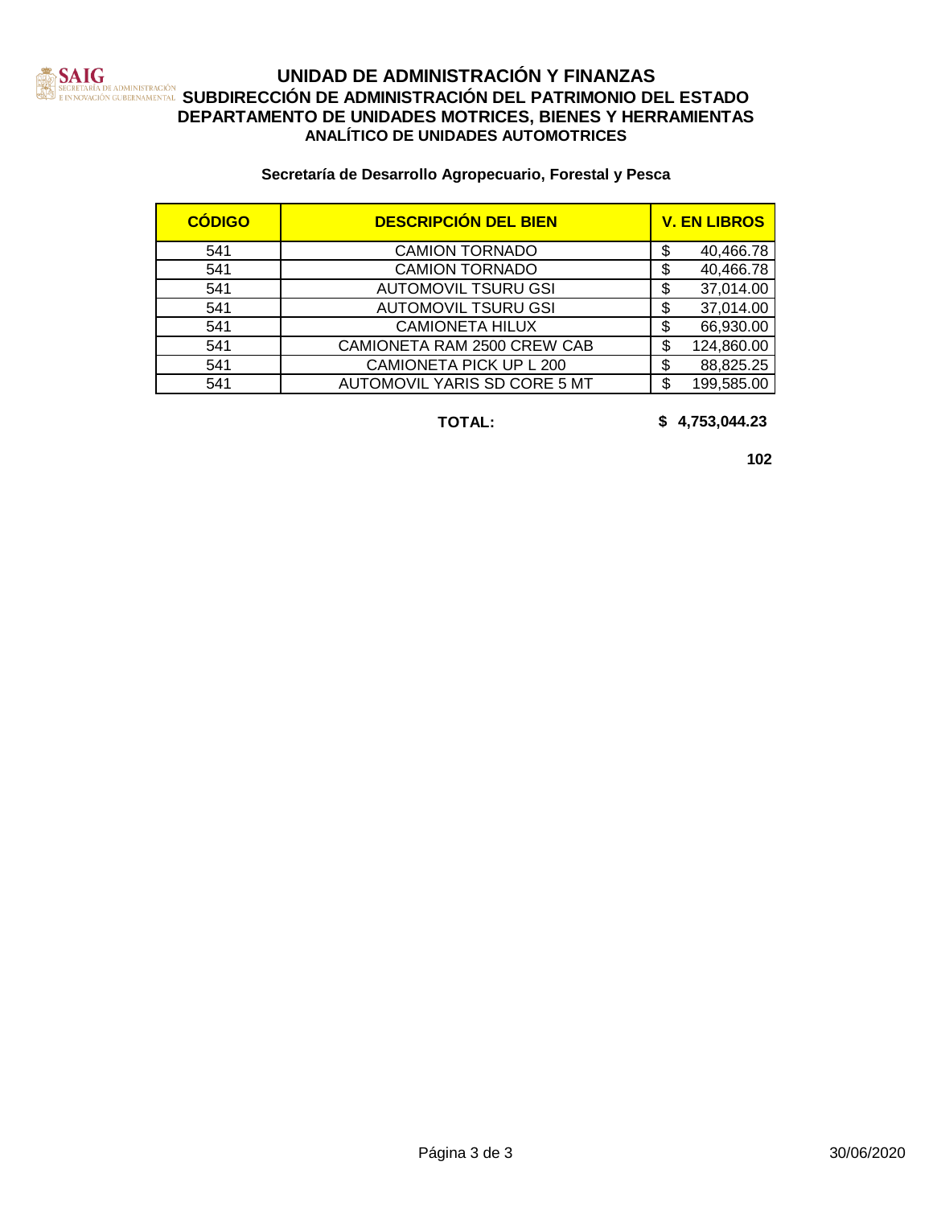# UNIDAD DE ADMINISTRACIÓN Y FINANZAS

## SUBDIRECCIÓN DE ADMINISTRACIÓN DEL PATRIMONIO DEL ESTADO

## DEPARTAMENTO DE UNIDADES MOTRICES, BIENES Y HERRAMIENTAS

### ANALÍTICO DE UNIDADES AUTOMOTRICES

**Secretaría de Desarrollo Agropecuario, Forestal y Pesca**

| CÓDIGO | DESCRIPCIÓN DEL BIEN | V. EN LIBROS |
|---|---|---|
| 541 | CAMION TORNADO | $ 40,466.78 |
| 541 | CAMION TORNADO | $ 40,466.78 |
| 541 | AUTOMOVIL TSURU GSI | $ 37,014.00 |
| 541 | AUTOMOVIL TSURU GSI | $ 37,014.00 |
| 541 | CAMIONETA HILUX | $ 66,930.00 |
| 541 | CAMIONETA RAM 2500 CREW CAB | $ 124,860.00 |
| 541 | CAMIONETA PICK UP L 200 | $ 88,825.25 |
| 541 | AUTOMOVIL YARIS SD CORE 5 MT | $ 199,585.00 |

**TOTAL: $ 4,753,044.23**

**102**

30/06/2020